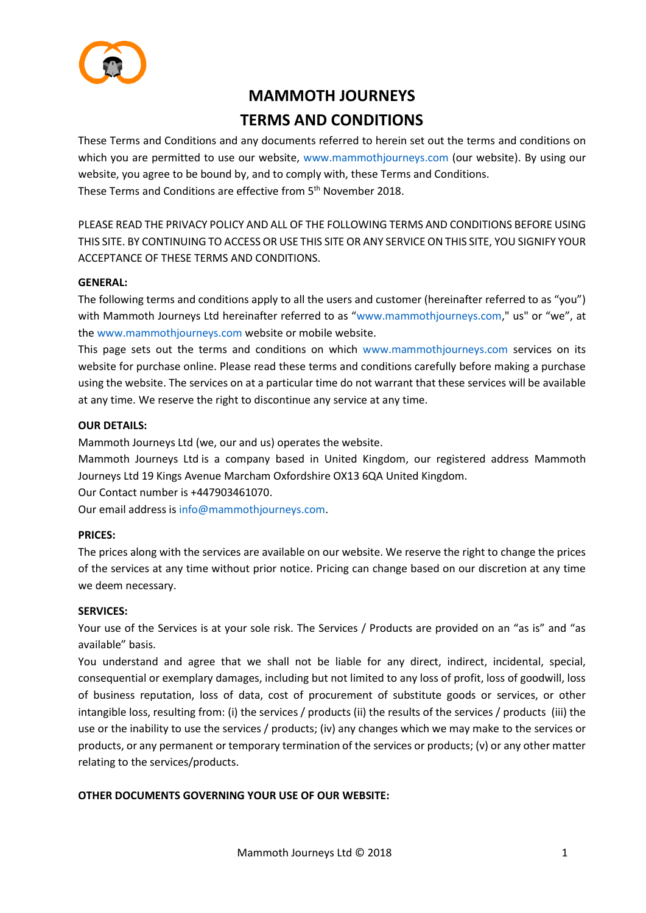# MAMMOTH JOURNEYS

# TERMS AND CONDITIONS

These Terms and Conditions and any documents referred to herein set out the terms and conditions on which you are permitted to use our website, www.mammothjourneys.com (our website). By using our website, you agree to be bound by, and to comply with, these Terms and Conditions.
These Terms and Conditions are effective from 5th November 2018.

PLEASE READ THE PRIVACY POLICY AND ALL OF THE FOLLOWING TERMS AND CONDITIONS BEFORE USING THIS SITE. BY CONTINUING TO ACCESS OR USE THIS SITE OR ANY SERVICE ON THIS SITE, YOU SIGNIFY YOUR ACCEPTANCE OF THESE TERMS AND CONDITIONS.

**GENERAL:**

The following terms and conditions apply to all the users and customer (hereinafter referred to as "you") with Mammoth Journeys Ltd hereinafter referred to as "www.mammothjourneys.com," us" or "we", at the www.mammothjourneys.com website or mobile website.
This page sets out the terms and conditions on which www.mammothjourneys.com services on its website for purchase online. Please read these terms and conditions carefully before making a purchase using the website. The services on at a particular time do not warrant that these services will be available at any time. We reserve the right to discontinue any service at any time.

**OUR DETAILS:**

Mammoth Journeys Ltd (we, our and us) operates the website.
Mammoth Journeys Ltd is a company based in United Kingdom, our registered address Mammoth Journeys Ltd 19 Kings Avenue Marcham Oxfordshire OX13 6QA United Kingdom.
Our Contact number is +447903461070.
Our email address is info@mammothjourneys.com.

**PRICES:**

The prices along with the services are available on our website. We reserve the right to change the prices of the services at any time without prior notice. Pricing can change based on our discretion at any time we deem necessary.

**SERVICES:**

Your use of the Services is at your sole risk. The Services / Products are provided on an "as is" and "as available" basis.
You understand and agree that we shall not be liable for any direct, indirect, incidental, special, consequential or exemplary damages, including but not limited to any loss of profit, loss of goodwill, loss of business reputation, loss of data, cost of procurement of substitute goods or services, or other intangible loss, resulting from: (i) the services / products (ii) the results of the services / products (iii) the use or the inability to use the services / products; (iv) any changes which we may make to the services or products, or any permanent or temporary termination of the services or products; (v) or any other matter relating to the services/products.

**OTHER DOCUMENTS GOVERNING YOUR USE OF OUR WEBSITE:**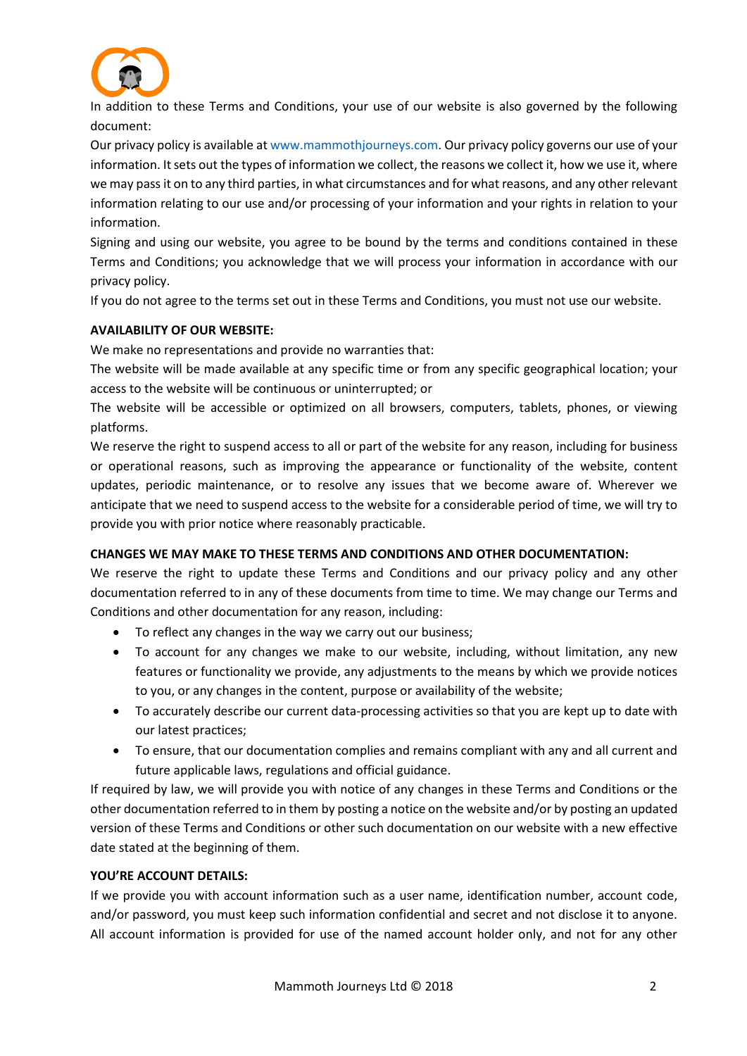In addition to these Terms and Conditions, your use of our website is also governed by the following document:

Our privacy policy is available at www.mammothjourneys.com. Our privacy policy governs our use of your information. It sets out the types of information we collect, the reasons we collect it, how we use it, where we may pass it on to any third parties, in what circumstances and for what reasons, and any other relevant information relating to our use and/or processing of your information and your rights in relation to your information.

Signing and using our website, you agree to be bound by the terms and conditions contained in these Terms and Conditions; you acknowledge that we will process your information in accordance with our privacy policy.

If you do not agree to the terms set out in these Terms and Conditions, you must not use our website.

**AVAILABILITY OF OUR WEBSITE:**

We make no representations and provide no warranties that:

The website will be made available at any specific time or from any specific geographical location; your access to the website will be continuous or uninterrupted; or

The website will be accessible or optimized on all browsers, computers, tablets, phones, or viewing platforms.

We reserve the right to suspend access to all or part of the website for any reason, including for business or operational reasons, such as improving the appearance or functionality of the website, content updates, periodic maintenance, or to resolve any issues that we become aware of. Wherever we anticipate that we need to suspend access to the website for a considerable period of time, we will try to provide you with prior notice where reasonably practicable.

**CHANGES WE MAY MAKE TO THESE TERMS AND CONDITIONS AND OTHER DOCUMENTATION:**

We reserve the right to update these Terms and Conditions and our privacy policy and any other documentation referred to in any of these documents from time to time. We may change our Terms and Conditions and other documentation for any reason, including:

- To reflect any changes in the way we carry out our business;
- To account for any changes we make to our website, including, without limitation, any new features or functionality we provide, any adjustments to the means by which we provide notices to you, or any changes in the content, purpose or availability of the website;
- To accurately describe our current data-processing activities so that you are kept up to date with our latest practices;
- To ensure, that our documentation complies and remains compliant with any and all current and future applicable laws, regulations and official guidance.

If required by law, we will provide you with notice of any changes in these Terms and Conditions or the other documentation referred to in them by posting a notice on the website and/or by posting an updated version of these Terms and Conditions or other such documentation on our website with a new effective date stated at the beginning of them.

**YOU'RE ACCOUNT DETAILS:**

If we provide you with account information such as a user name, identification number, account code, and/or password, you must keep such information confidential and secret and not disclose it to anyone. All account information is provided for use of the named account holder only, and not for any other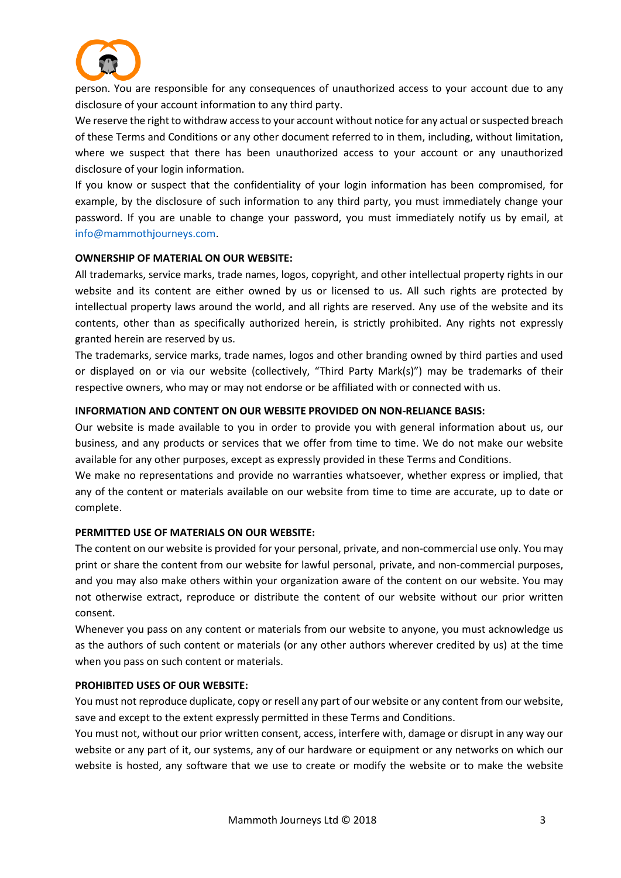person. You are responsible for any consequences of unauthorized access to your account due to any disclosure of your account information to any third party.

We reserve the right to withdraw access to your account without notice for any actual or suspected breach of these Terms and Conditions or any other document referred to in them, including, without limitation, where we suspect that there has been unauthorized access to your account or any unauthorized disclosure of your login information.

If you know or suspect that the confidentiality of your login information has been compromised, for example, by the disclosure of such information to any third party, you must immediately change your password. If you are unable to change your password, you must immediately notify us by email, at info@mammothjourneys.com.

**OWNERSHIP OF MATERIAL ON OUR WEBSITE:**

All trademarks, service marks, trade names, logos, copyright, and other intellectual property rights in our website and its content are either owned by us or licensed to us. All such rights are protected by intellectual property laws around the world, and all rights are reserved. Any use of the website and its contents, other than as specifically authorized herein, is strictly prohibited. Any rights not expressly granted herein are reserved by us.

The trademarks, service marks, trade names, logos and other branding owned by third parties and used or displayed on or via our website (collectively, "Third Party Mark(s)") may be trademarks of their respective owners, who may or may not endorse or be affiliated with or connected with us.

**INFORMATION AND CONTENT ON OUR WEBSITE PROVIDED ON NON-RELIANCE BASIS:**

Our website is made available to you in order to provide you with general information about us, our business, and any products or services that we offer from time to time. We do not make our website available for any other purposes, except as expressly provided in these Terms and Conditions.

We make no representations and provide no warranties whatsoever, whether express or implied, that any of the content or materials available on our website from time to time are accurate, up to date or complete.

**PERMITTED USE OF MATERIALS ON OUR WEBSITE:**

The content on our website is provided for your personal, private, and non-commercial use only. You may print or share the content from our website for lawful personal, private, and non-commercial purposes, and you may also make others within your organization aware of the content on our website. You may not otherwise extract, reproduce or distribute the content of our website without our prior written consent.

Whenever you pass on any content or materials from our website to anyone, you must acknowledge us as the authors of such content or materials (or any other authors wherever credited by us) at the time when you pass on such content or materials.

**PROHIBITED USES OF OUR WEBSITE:**

You must not reproduce duplicate, copy or resell any part of our website or any content from our website, save and except to the extent expressly permitted in these Terms and Conditions.

You must not, without our prior written consent, access, interfere with, damage or disrupt in any way our website or any part of it, our systems, any of our hardware or equipment or any networks on which our website is hosted, any software that we use to create or modify the website or to make the website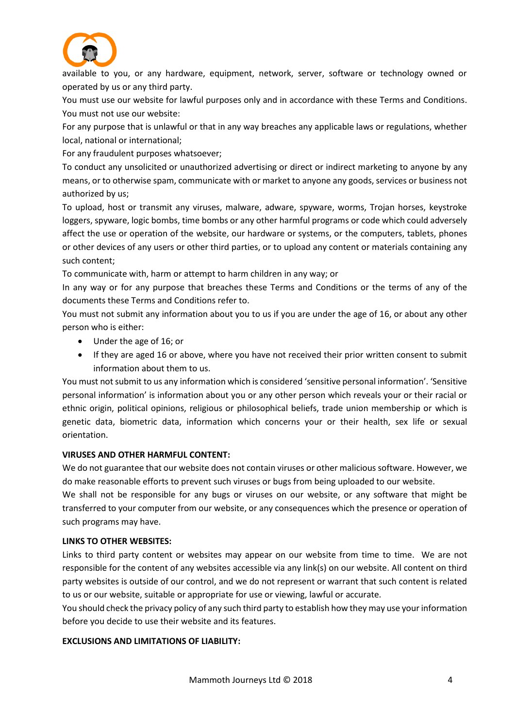available to you, or any hardware, equipment, network, server, software or technology owned or operated by us or any third party.

You must use our website for lawful purposes only and in accordance with these Terms and Conditions. You must not use our website:

For any purpose that is unlawful or that in any way breaches any applicable laws or regulations, whether local, national or international;

For any fraudulent purposes whatsoever;

To conduct any unsolicited or unauthorized advertising or direct or indirect marketing to anyone by any means, or to otherwise spam, communicate with or market to anyone any goods, services or business not authorized by us;

To upload, host or transmit any viruses, malware, adware, spyware, worms, Trojan horses, keystroke loggers, spyware, logic bombs, time bombs or any other harmful programs or code which could adversely affect the use or operation of the website, our hardware or systems, or the computers, tablets, phones or other devices of any users or other third parties, or to upload any content or materials containing any such content;

To communicate with, harm or attempt to harm children in any way; or

In any way or for any purpose that breaches these Terms and Conditions or the terms of any of the documents these Terms and Conditions refer to.

You must not submit any information about you to us if you are under the age of 16, or about any other person who is either:

- Under the age of 16; or
- If they are aged 16 or above, where you have not received their prior written consent to submit information about them to us.

You must not submit to us any information which is considered 'sensitive personal information'. 'Sensitive personal information' is information about you or any other person which reveals your or their racial or ethnic origin, political opinions, religious or philosophical beliefs, trade union membership or which is genetic data, biometric data, information which concerns your or their health, sex life or sexual orientation.

**VIRUSES AND OTHER HARMFUL CONTENT:**

We do not guarantee that our website does not contain viruses or other malicious software. However, we do make reasonable efforts to prevent such viruses or bugs from being uploaded to our website.

We shall not be responsible for any bugs or viruses on our website, or any software that might be transferred to your computer from our website, or any consequences which the presence or operation of such programs may have.

**LINKS TO OTHER WEBSITES:**

Links to third party content or websites may appear on our website from time to time. We are not responsible for the content of any websites accessible via any link(s) on our website. All content on third party websites is outside of our control, and we do not represent or warrant that such content is related to us or our website, suitable or appropriate for use or viewing, lawful or accurate.

You should check the privacy policy of any such third party to establish how they may use your information before you decide to use their website and its features.

**EXCLUSIONS AND LIMITATIONS OF LIABILITY:**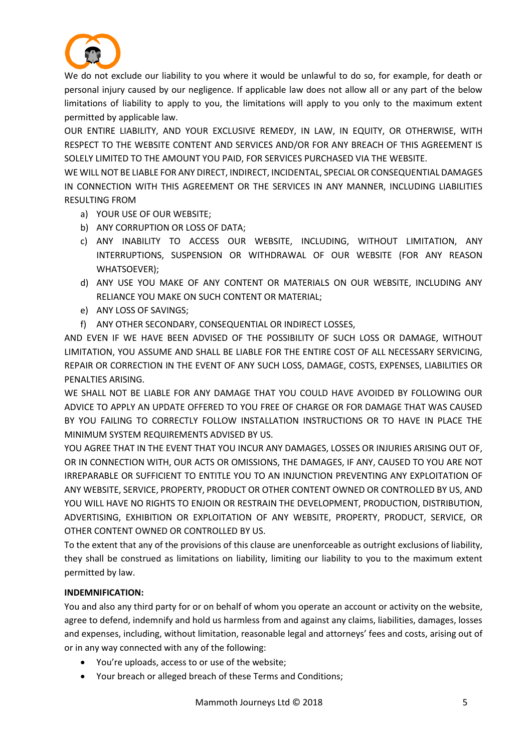We do not exclude our liability to you where it would be unlawful to do so, for example, for death or personal injury caused by our negligence. If applicable law does not allow all or any part of the below limitations of liability to apply to you, the limitations will apply to you only to the maximum extent permitted by applicable law.

OUR ENTIRE LIABILITY, AND YOUR EXCLUSIVE REMEDY, IN LAW, IN EQUITY, OR OTHERWISE, WITH RESPECT TO THE WEBSITE CONTENT AND SERVICES AND/OR FOR ANY BREACH OF THIS AGREEMENT IS SOLELY LIMITED TO THE AMOUNT YOU PAID, FOR SERVICES PURCHASED VIA THE WEBSITE.

WE WILL NOT BE LIABLE FOR ANY DIRECT, INDIRECT, INCIDENTAL, SPECIAL OR CONSEQUENTIAL DAMAGES IN CONNECTION WITH THIS AGREEMENT OR THE SERVICES IN ANY MANNER, INCLUDING LIABILITIES RESULTING FROM

a) YOUR USE OF OUR WEBSITE;
b) ANY CORRUPTION OR LOSS OF DATA;
c) ANY INABILITY TO ACCESS OUR WEBSITE, INCLUDING, WITHOUT LIMITATION, ANY INTERRUPTIONS, SUSPENSION OR WITHDRAWAL OF OUR WEBSITE (FOR ANY REASON WHATSOEVER);
d) ANY USE YOU MAKE OF ANY CONTENT OR MATERIALS ON OUR WEBSITE, INCLUDING ANY RELIANCE YOU MAKE ON SUCH CONTENT OR MATERIAL;
e) ANY LOSS OF SAVINGS;
f) ANY OTHER SECONDARY, CONSEQUENTIAL OR INDIRECT LOSSES,

AND EVEN IF WE HAVE BEEN ADVISED OF THE POSSIBILITY OF SUCH LOSS OR DAMAGE, WITHOUT LIMITATION, YOU ASSUME AND SHALL BE LIABLE FOR THE ENTIRE COST OF ALL NECESSARY SERVICING, REPAIR OR CORRECTION IN THE EVENT OF ANY SUCH LOSS, DAMAGE, COSTS, EXPENSES, LIABILITIES OR PENALTIES ARISING.

WE SHALL NOT BE LIABLE FOR ANY DAMAGE THAT YOU COULD HAVE AVOIDED BY FOLLOWING OUR ADVICE TO APPLY AN UPDATE OFFERED TO YOU FREE OF CHARGE OR FOR DAMAGE THAT WAS CAUSED BY YOU FAILING TO CORRECTLY FOLLOW INSTALLATION INSTRUCTIONS OR TO HAVE IN PLACE THE MINIMUM SYSTEM REQUIREMENTS ADVISED BY US.

YOU AGREE THAT IN THE EVENT THAT YOU INCUR ANY DAMAGES, LOSSES OR INJURIES ARISING OUT OF, OR IN CONNECTION WITH, OUR ACTS OR OMISSIONS, THE DAMAGES, IF ANY, CAUSED TO YOU ARE NOT IRREPARABLE OR SUFFICIENT TO ENTITLE YOU TO AN INJUNCTION PREVENTING ANY EXPLOITATION OF ANY WEBSITE, SERVICE, PROPERTY, PRODUCT OR OTHER CONTENT OWNED OR CONTROLLED BY US, AND YOU WILL HAVE NO RIGHTS TO ENJOIN OR RESTRAIN THE DEVELOPMENT, PRODUCTION, DISTRIBUTION, ADVERTISING, EXHIBITION OR EXPLOITATION OF ANY WEBSITE, PROPERTY, PRODUCT, SERVICE, OR OTHER CONTENT OWNED OR CONTROLLED BY US.

To the extent that any of the provisions of this clause are unenforceable as outright exclusions of liability, they shall be construed as limitations on liability, limiting our liability to you to the maximum extent permitted by law.

**INDEMNIFICATION:**

You and also any third party for or on behalf of whom you operate an account or activity on the website, agree to defend, indemnify and hold us harmless from and against any claims, liabilities, damages, losses and expenses, including, without limitation, reasonable legal and attorneys' fees and costs, arising out of or in any way connected with any of the following:

- You're uploads, access to or use of the website;
- Your breach or alleged breach of these Terms and Conditions;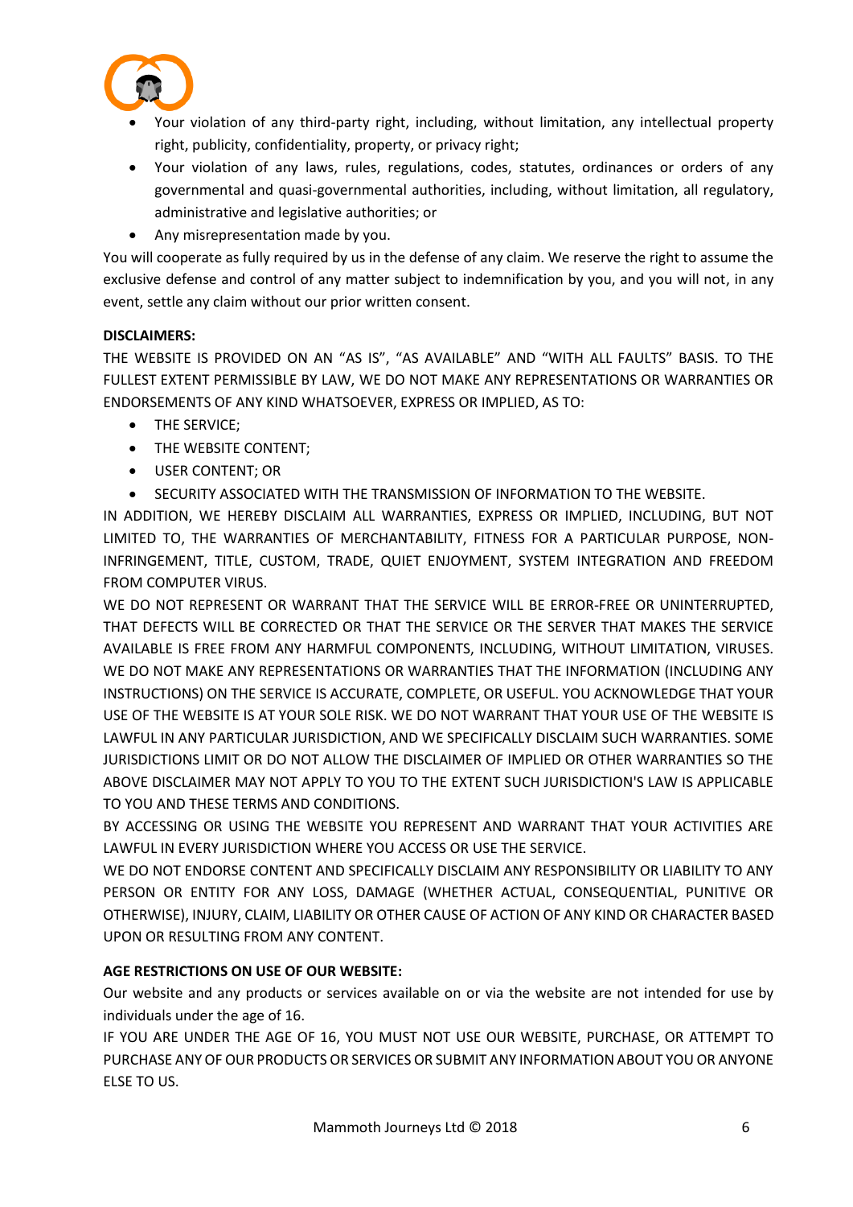- Your violation of any third-party right, including, without limitation, any intellectual property right, publicity, confidentiality, property, or privacy right;
- Your violation of any laws, rules, regulations, codes, statutes, ordinances or orders of any governmental and quasi-governmental authorities, including, without limitation, all regulatory, administrative and legislative authorities; or
- Any misrepresentation made by you.

You will cooperate as fully required by us in the defense of any claim. We reserve the right to assume the exclusive defense and control of any matter subject to indemnification by you, and you will not, in any event, settle any claim without our prior written consent.

**DISCLAIMERS:**

THE WEBSITE IS PROVIDED ON AN "AS IS", "AS AVAILABLE" AND "WITH ALL FAULTS" BASIS. TO THE FULLEST EXTENT PERMISSIBLE BY LAW, WE DO NOT MAKE ANY REPRESENTATIONS OR WARRANTIES OR ENDORSEMENTS OF ANY KIND WHATSOEVER, EXPRESS OR IMPLIED, AS TO:

- THE SERVICE;
- THE WEBSITE CONTENT;
- USER CONTENT; OR
- SECURITY ASSOCIATED WITH THE TRANSMISSION OF INFORMATION TO THE WEBSITE.

IN ADDITION, WE HEREBY DISCLAIM ALL WARRANTIES, EXPRESS OR IMPLIED, INCLUDING, BUT NOT LIMITED TO, THE WARRANTIES OF MERCHANTABILITY, FITNESS FOR A PARTICULAR PURPOSE, NON-INFRINGEMENT, TITLE, CUSTOM, TRADE, QUIET ENJOYMENT, SYSTEM INTEGRATION AND FREEDOM FROM COMPUTER VIRUS.

WE DO NOT REPRESENT OR WARRANT THAT THE SERVICE WILL BE ERROR-FREE OR UNINTERRUPTED, THAT DEFECTS WILL BE CORRECTED OR THAT THE SERVICE OR THE SERVER THAT MAKES THE SERVICE AVAILABLE IS FREE FROM ANY HARMFUL COMPONENTS, INCLUDING, WITHOUT LIMITATION, VIRUSES. WE DO NOT MAKE ANY REPRESENTATIONS OR WARRANTIES THAT THE INFORMATION (INCLUDING ANY INSTRUCTIONS) ON THE SERVICE IS ACCURATE, COMPLETE, OR USEFUL. YOU ACKNOWLEDGE THAT YOUR USE OF THE WEBSITE IS AT YOUR SOLE RISK. WE DO NOT WARRANT THAT YOUR USE OF THE WEBSITE IS LAWFUL IN ANY PARTICULAR JURISDICTION, AND WE SPECIFICALLY DISCLAIM SUCH WARRANTIES. SOME JURISDICTIONS LIMIT OR DO NOT ALLOW THE DISCLAIMER OF IMPLIED OR OTHER WARRANTIES SO THE ABOVE DISCLAIMER MAY NOT APPLY TO YOU TO THE EXTENT SUCH JURISDICTION'S LAW IS APPLICABLE TO YOU AND THESE TERMS AND CONDITIONS.

BY ACCESSING OR USING THE WEBSITE YOU REPRESENT AND WARRANT THAT YOUR ACTIVITIES ARE LAWFUL IN EVERY JURISDICTION WHERE YOU ACCESS OR USE THE SERVICE.

WE DO NOT ENDORSE CONTENT AND SPECIFICALLY DISCLAIM ANY RESPONSIBILITY OR LIABILITY TO ANY PERSON OR ENTITY FOR ANY LOSS, DAMAGE (WHETHER ACTUAL, CONSEQUENTIAL, PUNITIVE OR OTHERWISE), INJURY, CLAIM, LIABILITY OR OTHER CAUSE OF ACTION OF ANY KIND OR CHARACTER BASED UPON OR RESULTING FROM ANY CONTENT.

**AGE RESTRICTIONS ON USE OF OUR WEBSITE:**

Our website and any products or services available on or via the website are not intended for use by individuals under the age of 16.

IF YOU ARE UNDER THE AGE OF 16, YOU MUST NOT USE OUR WEBSITE, PURCHASE, OR ATTEMPT TO PURCHASE ANY OF OUR PRODUCTS OR SERVICES OR SUBMIT ANY INFORMATION ABOUT YOU OR ANYONE ELSE TO US.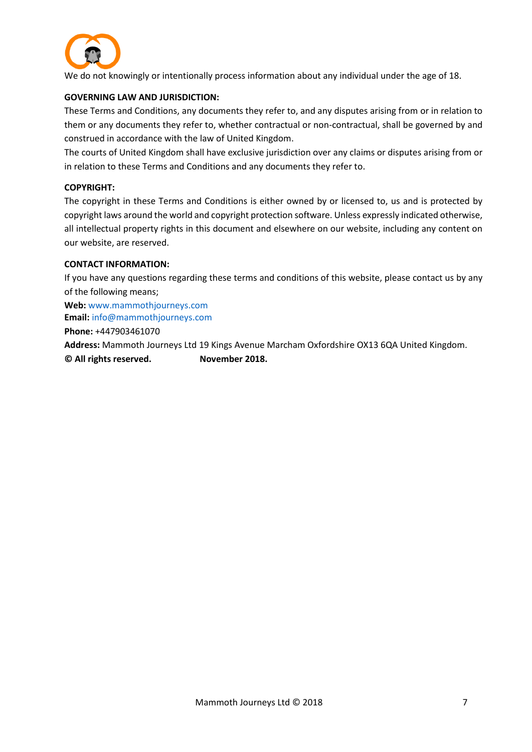We do not knowingly or intentionally process information about any individual under the age of 18.

**GOVERNING LAW AND JURISDICTION:**

These Terms and Conditions, any documents they refer to, and any disputes arising from or in relation to them or any documents they refer to, whether contractual or non-contractual, shall be governed by and construed in accordance with the law of United Kingdom.

The courts of United Kingdom shall have exclusive jurisdiction over any claims or disputes arising from or in relation to these Terms and Conditions and any documents they refer to.

**COPYRIGHT:**

The copyright in these Terms and Conditions is either owned by or licensed to, us and is protected by copyright laws around the world and copyright protection software. Unless expressly indicated otherwise, all intellectual property rights in this document and elsewhere on our website, including any content on our website, are reserved.

**CONTACT INFORMATION:**

If you have any questions regarding these terms and conditions of this website, please contact us by any of the following means;

**Web:** www.mammothjourneys.com

**Email:** info@mammothjourneys.com

**Phone:** +447903461070

**Address:** Mammoth Journeys Ltd 19 Kings Avenue Marcham Oxfordshire OX13 6QA United Kingdom.

**© All rights reserved.** **November 2018.**